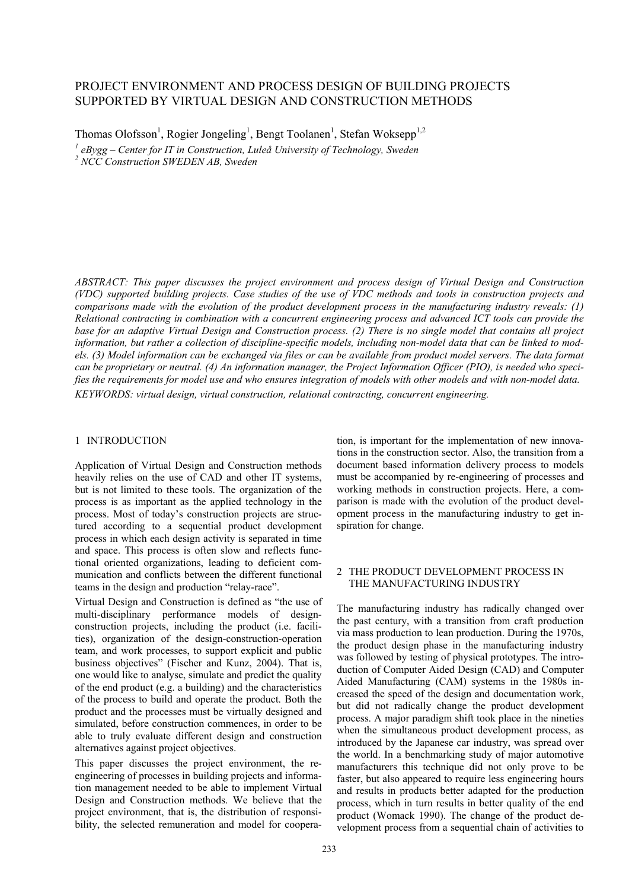# PROJECT ENVIRONMENT AND PROCESS DESIGN OF BUILDING PROJECTS SUPPORTED BY VIRTUAL DESIGN AND CONSTRUCTION METHODS

Thomas Olofsson[1], Rogier Jongeling[1], Bengt Toolanen[1], Stefan Woksepp[1,2]

[1] *eBygg – Center for IT in Construction, Luleå University of Technology, Sweden*
[2] *NCC Construction SWEDEN AB, Sweden*

*ABSTRACT: This paper discusses the project environment and process design of Virtual Design and Construction (VDC) supported building projects. Case studies of the use of VDC methods and tools in construction projects and comparisons made with the evolution of the product development process in the manufacturing industry reveals: (1) Relational contracting in combination with a concurrent engineering process and advanced ICT tools can provide the base for an adaptive Virtual Design and Construction process. (2) There is no single model that contains all project information, but rather a collection of discipline-specific models, including non-model data that can be linked to models. (3) Model information can be exchanged via files or can be available from product model servers. The data format can be proprietary or neutral. (4) An information manager, the Project Information Officer (PIO), is needed who specifies the requirements for model use and who ensures integration of models with other models and with non-model data.*

*KEYWORDS: virtual design, virtual construction, relational contracting, concurrent engineering.*

## 1 INTRODUCTION

Application of Virtual Design and Construction methods heavily relies on the use of CAD and other IT systems, but is not limited to these tools. The organization of the process is as important as the applied technology in the process. Most of today's construction projects are structured according to a sequential product development process in which each design activity is separated in time and space. This process is often slow and reflects functional oriented organizations, leading to deficient communication and conflicts between the different functional teams in the design and production "relay-race".

Virtual Design and Construction is defined as "the use of multi-disciplinary performance models of design-construction projects, including the product (i.e. facilities), organization of the design-construction-operation team, and work processes, to support explicit and public business objectives" (Fischer and Kunz, 2004). That is, one would like to analyse, simulate and predict the quality of the end product (e.g. a building) and the characteristics of the process to build and operate the product. Both the product and the processes must be virtually designed and simulated, before construction commences, in order to be able to truly evaluate different design and construction alternatives against project objectives.

This paper discusses the project environment, the re-engineering of processes in building projects and information management needed to be able to implement Virtual Design and Construction methods. We believe that the project environment, that is, the distribution of responsibility, the selected remuneration and model for cooperation, is important for the implementation of new innovations in the construction sector. Also, the transition from a document based information delivery process to models must be accompanied by re-engineering of processes and working methods in construction projects. Here, a comparison is made with the evolution of the product development process in the manufacturing industry to get inspiration for change.

## 2 THE PRODUCT DEVELOPMENT PROCESS IN THE MANUFACTURING INDUSTRY

The manufacturing industry has radically changed over the past century, with a transition from craft production via mass production to lean production. During the 1970s, the product design phase in the manufacturing industry was followed by testing of physical prototypes. The introduction of Computer Aided Design (CAD) and Computer Aided Manufacturing (CAM) systems in the 1980s increased the speed of the design and documentation work, but did not radically change the product development process. A major paradigm shift took place in the nineties when the simultaneous product development process, as introduced by the Japanese car industry, was spread over the world. In a benchmarking study of major automotive manufacturers this technique did not only prove to be faster, but also appeared to require less engineering hours and results in products better adapted for the production process, which in turn results in better quality of the end product (Womack 1990). The change of the product development process from a sequential chain of activities to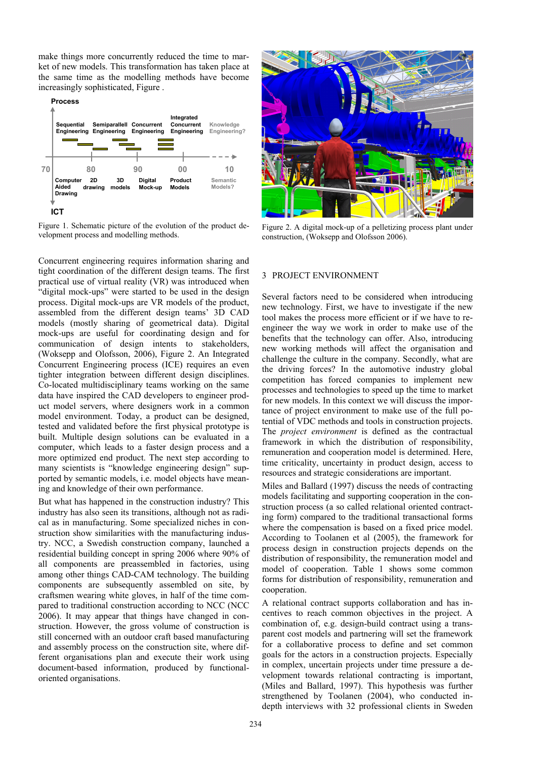make things more concurrently reduced the time to market of new models. This transformation has taken place at the same time as the modelling methods have become increasingly sophisticated, Figure .

Figure 1. Schematic picture of the evolution of the product development process and modelling methods.

Concurrent engineering requires information sharing and tight coordination of the different design teams. The first practical use of virtual reality (VR) was introduced when "digital mock-ups" were started to be used in the design process. Digital mock-ups are VR models of the product, assembled from the different design teams' 3D CAD models (mostly sharing of geometrical data). Digital mock-ups are useful for coordinating design and for communication of design intents to stakeholders, (Woksepp and Olofsson, 2006), Figure 2. An Integrated Concurrent Engineering process (ICE) requires an even tighter integration between different design disciplines. Co-located multidisciplinary teams working on the same data have inspired the CAD developers to engineer product model servers, where designers work in a common model environment. Today, a product can be designed, tested and validated before the first physical prototype is built. Multiple design solutions can be evaluated in a computer, which leads to a faster design process and a more optimized end product. The next step according to many scientists is "knowledge engineering design" supported by semantic models, i.e. model objects have meaning and knowledge of their own performance.

But what has happened in the construction industry? This industry has also seen its transitions, although not as radical as in manufacturing. Some specialized niches in construction show similarities with the manufacturing industry. NCC, a Swedish construction company, launched a residential building concept in spring 2006 where 90% of all components are preassembled in factories, using among other things CAD-CAM technology. The building components are subsequently assembled on site, by craftsmen wearing white gloves, in half of the time compared to traditional construction according to NCC (NCC 2006). It may appear that things have changed in construction. However, the gross volume of construction is still concerned with an outdoor craft based manufacturing and assembly process on the construction site, where different organisations plan and execute their work using document-based information, produced by functional-oriented organisations.

Figure 2. A digital mock-up of a pelletizing process plant under construction, (Woksepp and Olofsson 2006).

## 3 PROJECT ENVIRONMENT

Several factors need to be considered when introducing new technology. First, we have to investigate if the new tool makes the process more efficient or if we have to re-engineer the way we work in order to make use of the benefits that the technology can offer. Also, introducing new working methods will affect the organisation and challenge the culture in the company. Secondly, what are the driving forces? In the automotive industry global competition has forced companies to implement new processes and technologies to speed up the time to market for new models. In this context we will discuss the importance of project environment to make use of the full potential of VDC methods and tools in construction projects. The *project environment* is defined as the contractual framework in which the distribution of responsibility, remuneration and cooperation model is determined. Here, time criticality, uncertainty in product design, access to resources and strategic considerations are important.

Miles and Ballard (1997) discuss the needs of contracting models facilitating and supporting cooperation in the construction process (a so called relational oriented contracting form) compared to the traditional transactional forms where the compensation is based on a fixed price model. According to Toolanen et al (2005), the framework for process design in construction projects depends on the distribution of responsibility, the remuneration model and model of cooperation. Table 1 shows some common forms for distribution of responsibility, remuneration and cooperation.

A relational contract supports collaboration and has incentives to reach common objectives in the project. A combination of, e.g. design-build contract using a transparent cost models and partnering will set the framework for a collaborative process to define and set common goals for the actors in a construction projects. Especially in complex, uncertain projects under time pressure a development towards relational contracting is important, (Miles and Ballard, 1997). This hypothesis was further strengthened by Toolanen (2004), who conducted in-depth interviews with 32 professional clients in Sweden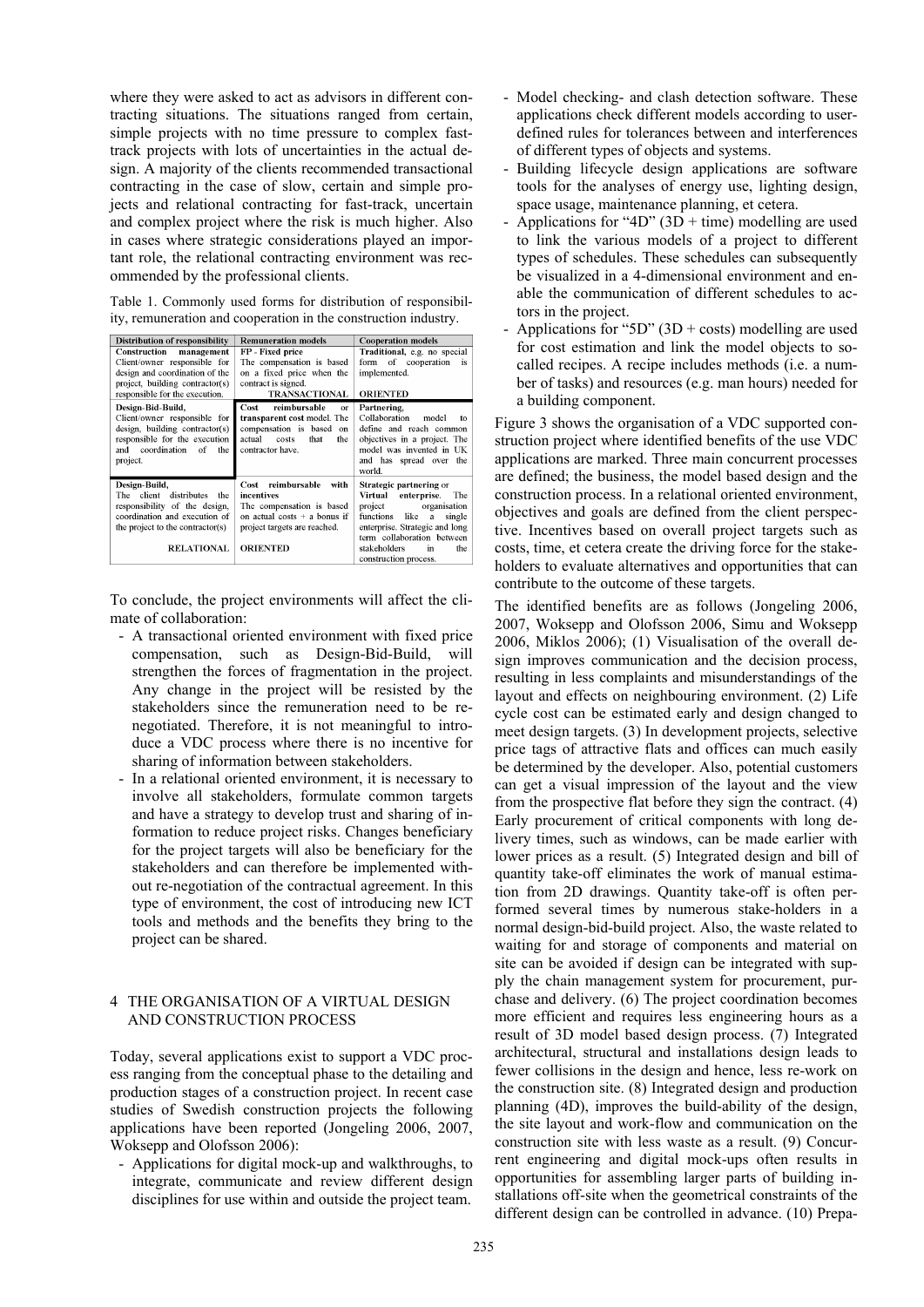where they were asked to act as advisors in different contracting situations. The situations ranged from certain, simple projects with no time pressure to complex fast-track projects with lots of uncertainties in the actual design. A majority of the clients recommended transactional contracting in the case of slow, certain and simple projects and relational contracting for fast-track, uncertain and complex project where the risk is much higher. Also in cases where strategic considerations played an important role, the relational contracting environment was recommended by the professional clients.

Table 1. Commonly used forms for distribution of responsibility, remuneration and cooperation in the construction industry.

| Distribution of responsibility | Remuneration models | Cooperation models |
|---|---|---|
| **Construction management** Client/owner responsible for design and coordination of the project, building contractor(s) responsible for the execution. | **FP - Fixed price** The compensation is based on a fixed price when the contract is signed. **TRANSACTIONAL** | **Traditional,** e.g. no special form of cooperation is implemented. **ORIENTED** |
| **Design-Bid-Build,** Client/owner responsible for design, building contractor(s) responsible for the execution and coordination of the project. | **Cost reimbursable** or **transparent cost** model. The compensation is based on actual costs that the contractor have. | **Partnering,** Collaboration model to define and reach common objectives in a project. The model was invented in UK and has spread over the world. |
| **Design-Build,** The client distributes the responsibility of the design, coordination and execution of the project to the contractor(s) **RELATIONAL** | **Cost reimbursable with incentives** The compensation is based on actual costs + a bonus if project targets are reached. **ORIENTED** | **Strategic partnering** or **Virtual enterprise.** The project organisation functions like a single enterprise. Strategic and long term collaboration between stakeholders in the construction process. |

To conclude, the project environments will affect the climate of collaboration:

- A transactional oriented environment with fixed price compensation, such as Design-Bid-Build, will strengthen the forces of fragmentation in the project. Any change in the project will be resisted by the stakeholders since the remuneration need to be re-negotiated. Therefore, it is not meaningful to introduce a VDC process where there is no incentive for sharing of information between stakeholders.
- In a relational oriented environment, it is necessary to involve all stakeholders, formulate common targets and have a strategy to develop trust and sharing of information to reduce project risks. Changes beneficiary for the project targets will also be beneficiary for the stakeholders and can therefore be implemented without re-negotiation of the contractual agreement. In this type of environment, the cost of introducing new ICT tools and methods and the benefits they bring to the project can be shared.

## 4 THE ORGANISATION OF A VIRTUAL DESIGN AND CONSTRUCTION PROCESS

Today, several applications exist to support a VDC process ranging from the conceptual phase to the detailing and production stages of a construction project. In recent case studies of Swedish construction projects the following applications have been reported (Jongeling 2006, 2007, Woksepp and Olofsson 2006):

- Applications for digital mock-up and walkthroughs, to integrate, communicate and review different design disciplines for use within and outside the project team.
- Model checking- and clash detection software. These applications check different models according to user-defined rules for tolerances between and interferences of different types of objects and systems.
- Building lifecycle design applications are software tools for the analyses of energy use, lighting design, space usage, maintenance planning, et cetera.
- Applications for "4D" (3D + time) modelling are used to link the various models of a project to different types of schedules. These schedules can subsequently be visualized in a 4-dimensional environment and enable the communication of different schedules to actors in the project.
- Applications for "5D" (3D + costs) modelling are used for cost estimation and link the model objects to so-called recipes. A recipe includes methods (i.e. a number of tasks) and resources (e.g. man hours) needed for a building component.

Figure 3 shows the organisation of a VDC supported construction project where identified benefits of the use VDC applications are marked. Three main concurrent processes are defined; the business, the model based design and the construction process. In a relational oriented environment, objectives and goals are defined from the client perspective. Incentives based on overall project targets such as costs, time, et cetera create the driving force for the stakeholders to evaluate alternatives and opportunities that can contribute to the outcome of these targets.

The identified benefits are as follows (Jongeling 2006, 2007, Woksepp and Olofsson 2006, Simu and Woksepp 2006, Miklos 2006); (1) Visualisation of the overall design improves communication and the decision process, resulting in less complaints and misunderstandings of the layout and effects on neighbouring environment. (2) Life cycle cost can be estimated early and design changed to meet design targets. (3) In development projects, selective price tags of attractive flats and offices can much easily be determined by the developer. Also, potential customers can get a visual impression of the layout and the view from the prospective flat before they sign the contract. (4) Early procurement of critical components with long delivery times, such as windows, can be made earlier with lower prices as a result. (5) Integrated design and bill of quantity take-off eliminates the work of manual estimation from 2D drawings. Quantity take-off is often performed several times by numerous stake-holders in a normal design-bid-build project. Also, the waste related to waiting for and storage of components and material on site can be avoided if design can be integrated with supply the chain management system for procurement, purchase and delivery. (6) The project coordination becomes more efficient and requires less engineering hours as a result of 3D model based design process. (7) Integrated architectural, structural and installations design leads to fewer collisions in the design and hence, less re-work on the construction site. (8) Integrated design and production planning (4D), improves the build-ability of the design, the site layout and work-flow and communication on the construction site with less waste as a result. (9) Concurrent engineering and digital mock-ups often results in opportunities for assembling larger parts of building installations off-site when the geometrical constraints of the different design can be controlled in advance. (10) Prepa-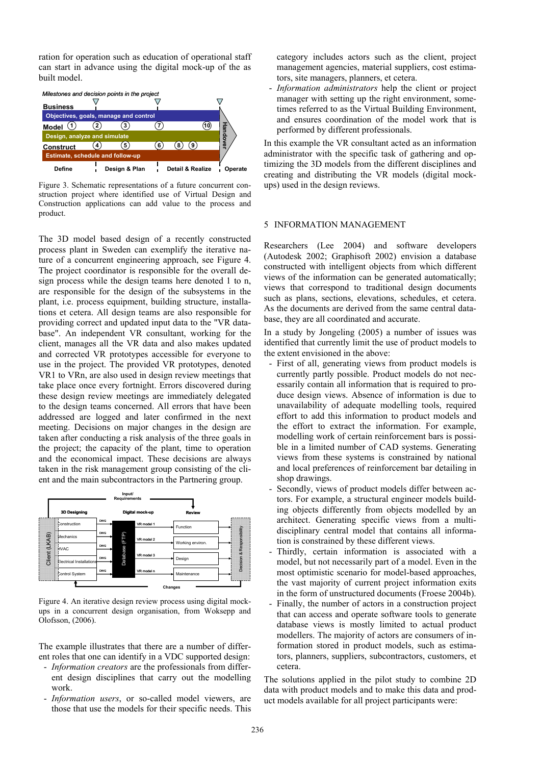ration for operation such as education of operational staff can start in advance using the digital mock-up of the as built model.

Figure 3. Schematic representations of a future concurrent construction project where identified use of Virtual Design and Construction applications can add value to the process and product.

The 3D model based design of a recently constructed process plant in Sweden can exemplify the iterative nature of a concurrent engineering approach, see Figure 4. The project coordinator is responsible for the overall design process while the design teams here denoted 1 to n, are responsible for the design of the subsystems in the plant, i.e. process equipment, building structure, installations et cetera. All design teams are also responsible for providing correct and updated input data to the "VR database". An independent VR consultant, working for the client, manages all the VR data and also makes updated and corrected VR prototypes accessible for everyone to use in the project. The provided VR prototypes, denoted VR1 to VRn, are also used in design review meetings that take place once every fortnight. Errors discovered during these design review meetings are immediately delegated to the design teams concerned. All errors that have been addressed are logged and later confirmed in the next meeting. Decisions on major changes in the design are taken after conducting a risk analysis of the three goals in the project; the capacity of the plant, time to operation and the economical impact. These decisions are always taken in the risk management group consisting of the client and the main subcontractors in the Partnering group.

Figure 4. An iterative design review process using digital mock-ups in a concurrent design organisation, from Woksepp and Olofsson, (2006).

The example illustrates that there are a number of different roles that one can identify in a VDC supported design:

- *Information creators* are the professionals from different design disciplines that carry out the modelling work.
- *Information users*, or so-called model viewers, are those that use the models for their specific needs. This category includes actors such as the client, project management agencies, material suppliers, cost estimators, site managers, planners, et cetera.
- *Information administrators* help the client or project manager with setting up the right environment, sometimes referred to as the Virtual Building Environment, and ensures coordination of the model work that is performed by different professionals.

In this example the VR consultant acted as an information administrator with the specific task of gathering and optimizing the 3D models from the different disciplines and creating and distributing the VR models (digital mock-ups) used in the design reviews.

## 5 INFORMATION MANAGEMENT

Researchers (Lee 2004) and software developers (Autodesk 2002; Graphisoft 2002) envision a database constructed with intelligent objects from which different views of the information can be generated automatically; views that correspond to traditional design documents such as plans, sections, elevations, schedules, et cetera. As the documents are derived from the same central database, they are all coordinated and accurate.

In a study by Jongeling (2005) a number of issues was identified that currently limit the use of product models to the extent envisioned in the above:

- First of all, generating views from product models is currently partly possible. Product models do not necessarily contain all information that is required to produce design views. Absence of information is due to unavailability of adequate modelling tools, required effort to add this information to product models and the effort to extract the information. For example, modelling work of certain reinforcement bars is possible in a limited number of CAD systems. Generating views from these systems is constrained by national and local preferences of reinforcement bar detailing in shop drawings.
- Secondly, views of product models differ between actors. For example, a structural engineer models building objects differently from objects modelled by an architect. Generating specific views from a multi-disciplinary central model that contains all information is constrained by these different views.
- Thirdly, certain information is associated with a model, but not necessarily part of a model. Even in the most optimistic scenario for model-based approaches, the vast majority of current project information exits in the form of unstructured documents (Froese 2004b).
- Finally, the number of actors in a construction project that can access and operate software tools to generate database views is mostly limited to actual product modellers. The majority of actors are consumers of information stored in product models, such as estimators, planners, suppliers, subcontractors, customers, et cetera.

The solutions applied in the pilot study to combine 2D data with product models and to make this data and product models available for all project participants were: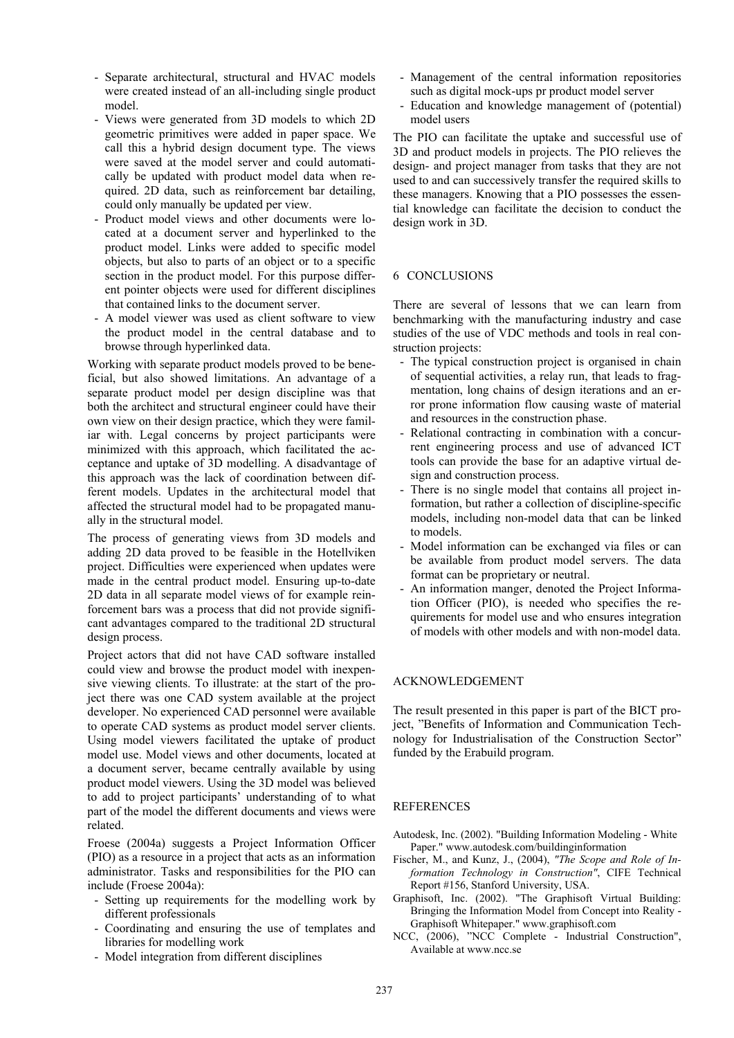- Separate architectural, structural and HVAC models were created instead of an all-including single product model.
- Views were generated from 3D models to which 2D geometric primitives were added in paper space. We call this a hybrid design document type. The views were saved at the model server and could automatically be updated with product model data when required. 2D data, such as reinforcement bar detailing, could only manually be updated per view.
- Product model views and other documents were located at a document server and hyperlinked to the product model. Links were added to specific model objects, but also to parts of an object or to a specific section in the product model. For this purpose different pointer objects were used for different disciplines that contained links to the document server.
- A model viewer was used as client software to view the product model in the central database and to browse through hyperlinked data.

Working with separate product models proved to be beneficial, but also showed limitations. An advantage of a separate product model per design discipline was that both the architect and structural engineer could have their own view on their design practice, which they were familiar with. Legal concerns by project participants were minimized with this approach, which facilitated the acceptance and uptake of 3D modelling. A disadvantage of this approach was the lack of coordination between different models. Updates in the architectural model that affected the structural model had to be propagated manually in the structural model.

The process of generating views from 3D models and adding 2D data proved to be feasible in the Hotellviken project. Difficulties were experienced when updates were made in the central product model. Ensuring up-to-date 2D data in all separate model views of for example reinforcement bars was a process that did not provide significant advantages compared to the traditional 2D structural design process.

Project actors that did not have CAD software installed could view and browse the product model with inexpensive viewing clients. To illustrate: at the start of the project there was one CAD system available at the project developer. No experienced CAD personnel were available to operate CAD systems as product model server clients. Using model viewers facilitated the uptake of product model use. Model views and other documents, located at a document server, became centrally available by using product model viewers. Using the 3D model was believed to add to project participants' understanding of to what part of the model the different documents and views were related.

Froese (2004a) suggests a Project Information Officer (PIO) as a resource in a project that acts as an information administrator. Tasks and responsibilities for the PIO can include (Froese 2004a):

- Setting up requirements for the modelling work by different professionals
- Coordinating and ensuring the use of templates and libraries for modelling work
- Model integration from different disciplines
- Management of the central information repositories such as digital mock-ups pr product model server
- Education and knowledge management of (potential) model users

The PIO can facilitate the uptake and successful use of 3D and product models in projects. The PIO relieves the design- and project manager from tasks that they are not used to and can successively transfer the required skills to these managers. Knowing that a PIO possesses the essential knowledge can facilitate the decision to conduct the design work in 3D.

## 6 CONCLUSIONS

There are several of lessons that we can learn from benchmarking with the manufacturing industry and case studies of the use of VDC methods and tools in real construction projects:

- The typical construction project is organised in chain of sequential activities, a relay run, that leads to fragmentation, long chains of design iterations and an error prone information flow causing waste of material and resources in the construction phase.
- Relational contracting in combination with a concurrent engineering process and use of advanced ICT tools can provide the base for an adaptive virtual design and construction process.
- There is no single model that contains all project information, but rather a collection of discipline-specific models, including non-model data that can be linked to models.
- Model information can be exchanged via files or can be available from product model servers. The data format can be proprietary or neutral.
- An information manger, denoted the Project Information Officer (PIO), is needed who specifies the requirements for model use and who ensures integration of models with other models and with non-model data.

## ACKNOWLEDGEMENT

The result presented in this paper is part of the BICT project, "Benefits of Information and Communication Technology for Industrialisation of the Construction Sector" funded by the Erabuild program.

## REFERENCES

Autodesk, Inc. (2002). "Building Information Modeling - White Paper." www.autodesk.com/buildinginformation

Fischer, M., and Kunz, J., (2004), *"The Scope and Role of Information Technology in Construction"*, CIFE Technical Report #156, Stanford University, USA.

Graphisoft, Inc. (2002). "The Graphisoft Virtual Building: Bringing the Information Model from Concept into Reality - Graphisoft Whitepaper." www.graphisoft.com

NCC, (2006), "NCC Complete - Industrial Construction", Available at www.ncc.se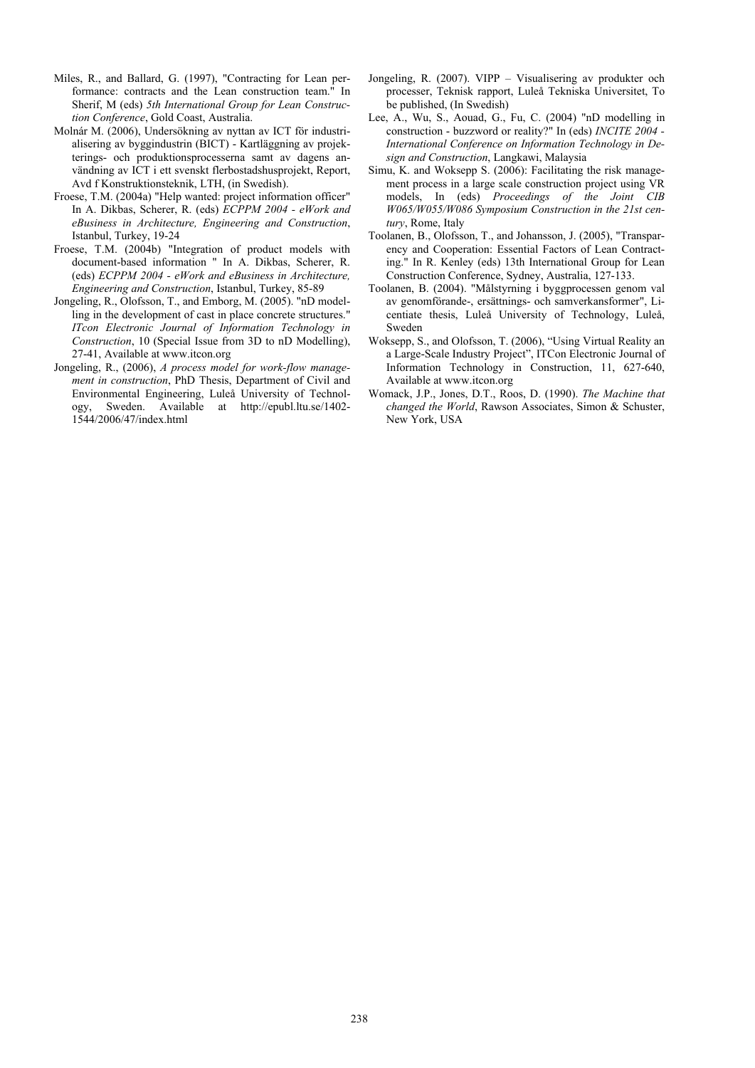Miles, R., and Ballard, G. (1997), "Contracting for Lean performance: contracts and the Lean construction team." In Sherif, M (eds) *5th International Group for Lean Construction Conference*, Gold Coast, Australia.

Molnár M. (2006), Undersökning av nyttan av ICT för industrialisering av byggindustrin (BICT) - Kartläggning av projekterings- och produktionsprocesserna samt av dagens användning av ICT i ett svenskt flerbostadshusprojekt, Report, Avd f Konstruktionsteknik, LTH, (in Swedish).

Froese, T.M. (2004a) "Help wanted: project information officer" In A. Dikbas, Scherer, R. (eds) *ECPPM 2004 - eWork and eBusiness in Architecture, Engineering and Construction*, Istanbul, Turkey, 19-24

Froese, T.M. (2004b) "Integration of product models with document-based information " In A. Dikbas, Scherer, R. (eds) *ECPPM 2004 - eWork and eBusiness in Architecture, Engineering and Construction*, Istanbul, Turkey, 85-89

Jongeling, R., Olofsson, T., and Emborg, M. (2005). "nD modelling in the development of cast in place concrete structures." *ITcon Electronic Journal of Information Technology in Construction*, 10 (Special Issue from 3D to nD Modelling), 27-41, Available at www.itcon.org

Jongeling, R., (2006), *A process model for work-flow management in construction*, PhD Thesis, Department of Civil and Environmental Engineering, Luleå University of Technology, Sweden. Available at http://epubl.ltu.se/1402-1544/2006/47/index.html

Jongeling, R. (2007). VIPP – Visualisering av produkter och processer, Teknisk rapport, Luleå Tekniska Universitet, To be published, (In Swedish)

Lee, A., Wu, S., Aouad, G., Fu, C. (2004) "nD modelling in construction - buzzword or reality?" In (eds) *INCITE 2004 - International Conference on Information Technology in Design and Construction*, Langkawi, Malaysia

Simu, K. and Woksepp S. (2006): Facilitating the risk management process in a large scale construction project using VR models, In (eds) *Proceedings of the Joint CIB W065/W055/W086 Symposium Construction in the 21st century*, Rome, Italy

Toolanen, B., Olofsson, T., and Johansson, J. (2005), "Transparency and Cooperation: Essential Factors of Lean Contracting." In R. Kenley (eds) 13th International Group for Lean Construction Conference, Sydney, Australia, 127-133.

Toolanen, B. (2004). "Målstyrning i byggprocessen genom val av genomförande-, ersättnings- och samverkansformer", Licentiate thesis, Luleå University of Technology, Luleå, Sweden

Woksepp, S., and Olofsson, T. (2006), "Using Virtual Reality an a Large-Scale Industry Project", ITCon Electronic Journal of Information Technology in Construction, 11, 627-640, Available at www.itcon.org

Womack, J.P., Jones, D.T., Roos, D. (1990). *The Machine that changed the World*, Rawson Associates, Simon & Schuster, New York, USA